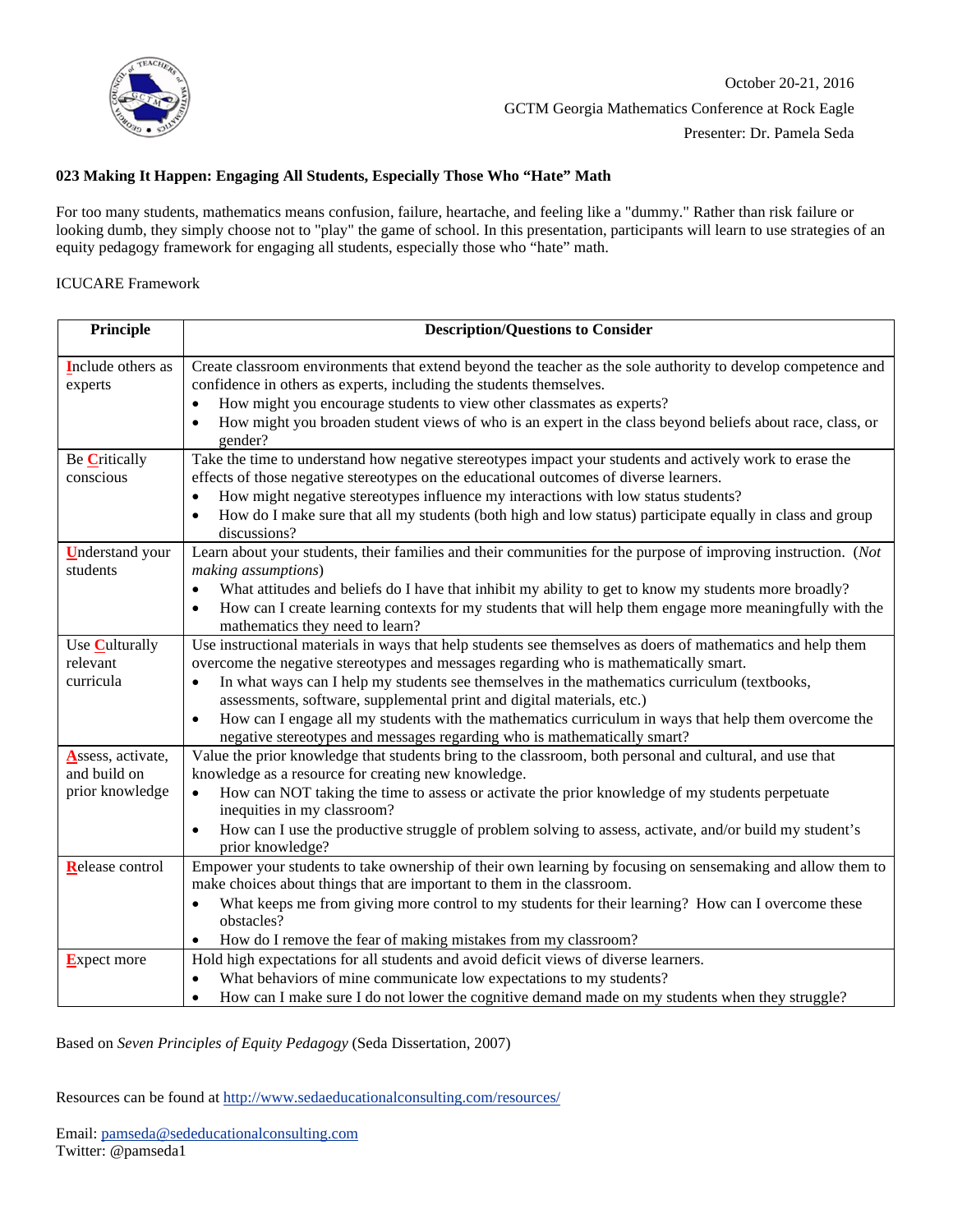October 20-21, 2016

GCTM Georgia Mathematics Conference at Rock Eagle

Presenter: Dr. Pamela Seda

**023 Making It Happen: Engaging All Students, Especially Those Who "Hate" Math**

For too many students, mathematics means confusion, failure, heartache, and feeling like a "dummy." Rather than risk failure or looking dumb, they simply choose not to "play" the game of school. In this presentation, participants will learn to use strategies of an equity pedagogy framework for engaging all students, especially those who "hate" math.

ICUCARE Framework

| Principle | Description/Questions to Consider |
|---|---|
| **I**nclude others as experts | Create classroom environments that extend beyond the teacher as the sole authority to develop competence and confidence in others as experts, including the students themselves. <br>• How might you encourage students to view other classmates as experts? <br>• How might you broaden student views of who is an expert in the class beyond beliefs about race, class, or gender? |
| Be **C**ritically conscious | Take the time to understand how negative stereotypes impact your students and actively work to erase the effects of those negative stereotypes on the educational outcomes of diverse learners. <br>• How might negative stereotypes influence my interactions with low status students? <br>• How do I make sure that all my students (both high and low status) participate equally in class and group discussions? |
| **U**nderstand your students | Learn about your students, their families and their communities for the purpose of improving instruction. (*Not making assumptions*) <br>• What attitudes and beliefs do I have that inhibit my ability to get to know my students more broadly? <br>• How can I create learning contexts for my students that will help them engage more meaningfully with the mathematics they need to learn? |
| Use **C**ulturally relevant curricula | Use instructional materials in ways that help students see themselves as doers of mathematics and help them overcome the negative stereotypes and messages regarding who is mathematically smart. <br>• In what ways can I help my students see themselves in the mathematics curriculum (textbooks, assessments, software, supplemental print and digital materials, etc.) <br>• How can I engage all my students with the mathematics curriculum in ways that help them overcome the negative stereotypes and messages regarding who is mathematically smart? |
| **A**ssess, activate, and build on prior knowledge | Value the prior knowledge that students bring to the classroom, both personal and cultural, and use that knowledge as a resource for creating new knowledge. <br>• How can NOT taking the time to assess or activate the prior knowledge of my students perpetuate inequities in my classroom? <br>• How can I use the productive struggle of problem solving to assess, activate, and/or build my student's prior knowledge? |
| **R**elease control | Empower your students to take ownership of their own learning by focusing on sensemaking and allow them to make choices about things that are important to them in the classroom. <br>• What keeps me from giving more control to my students for their learning? How can I overcome these obstacles? <br>• How do I remove the fear of making mistakes from my classroom? |
| **E**xpect more | Hold high expectations for all students and avoid deficit views of diverse learners. <br>• What behaviors of mine communicate low expectations to my students? <br>• How can I make sure I do not lower the cognitive demand made on my students when they struggle? |

Based on *Seven Principles of Equity Pedagogy* (Seda Dissertation, 2007)

Resources can be found at http://www.sedaeducationalconsulting.com/resources/

Email: pamseda@sededucationalconsulting.com
Twitter: @pamseda1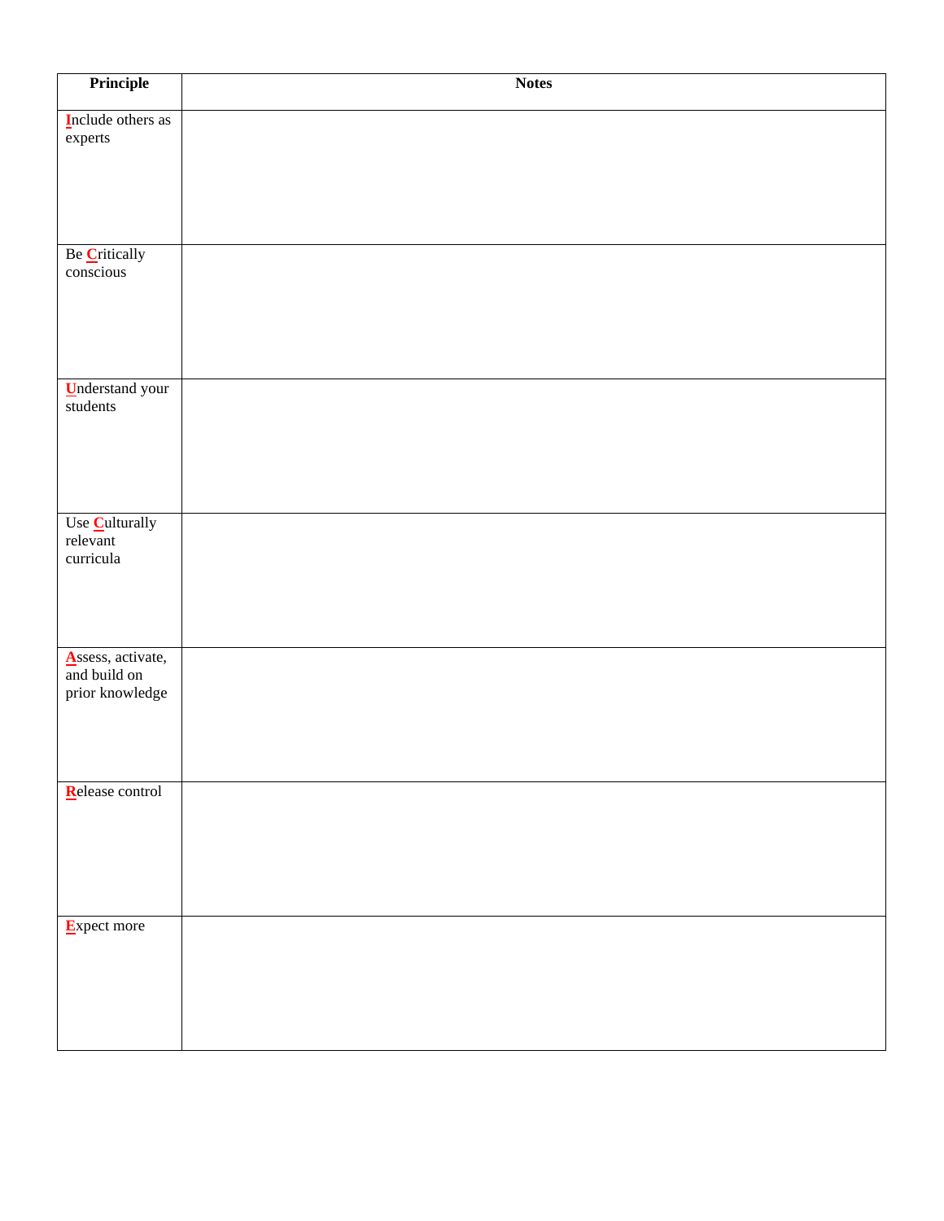| Principle | Notes |
|---|---|
| **I**nclude others as experts | |
| Be **C**ritically conscious | |
| **U**nderstand your students | |
| Use **C**ulturally relevant curricula | |
| **A**ssess, activate, and build on prior knowledge | |
| **R**elease control | |
| **E**xpect more | |